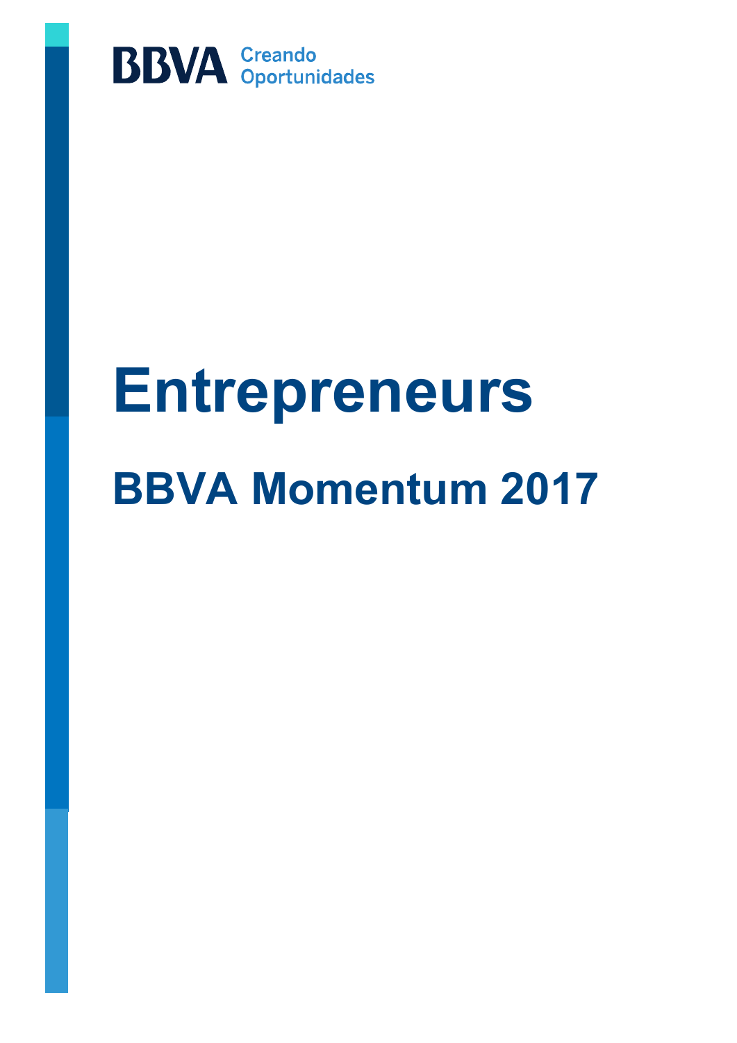BBVA Creando Oportunidades

# Entrepreneurs

## BBVA Momentum 2017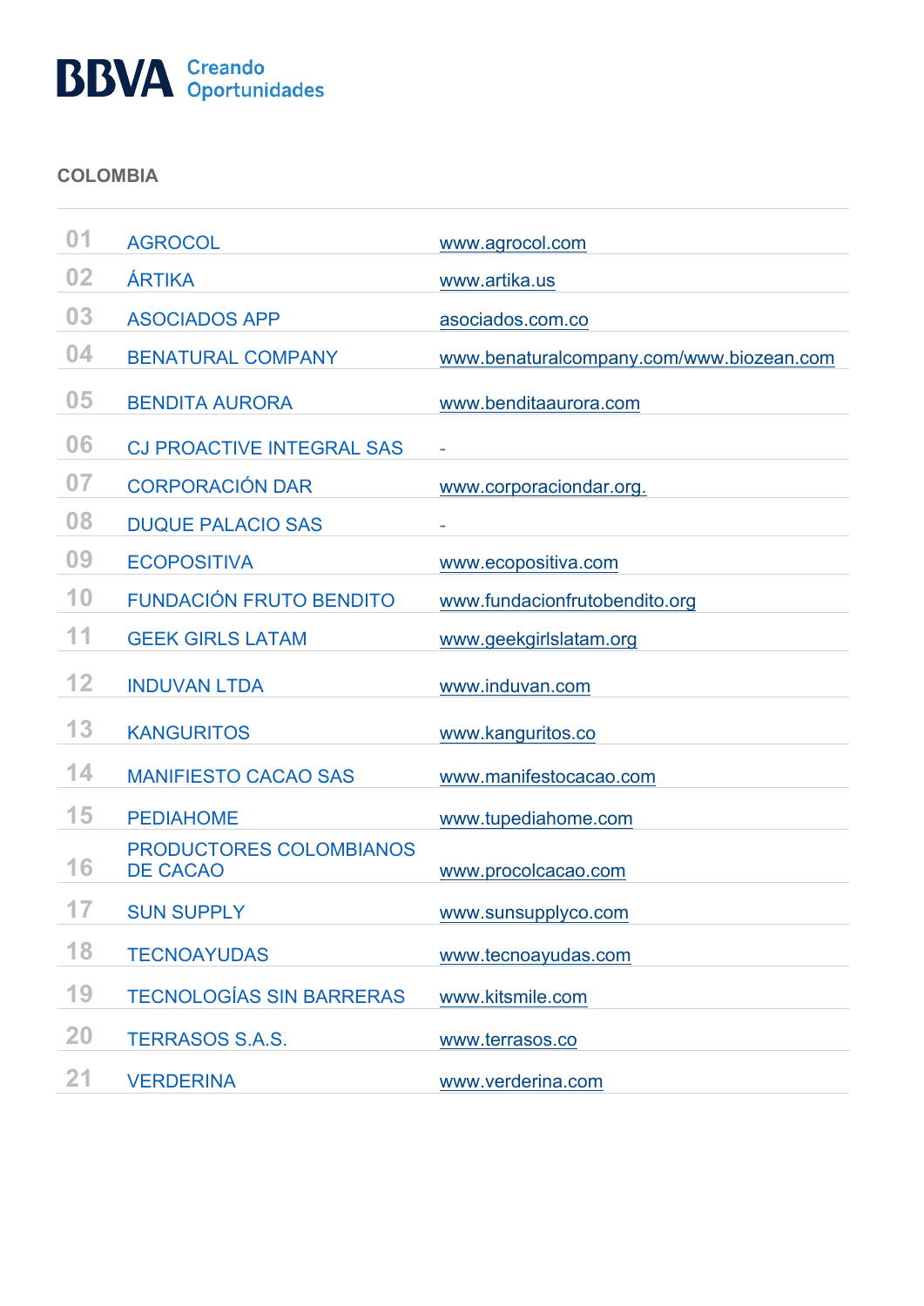## COLOMBIA

| | | |
|---|---|---|
| 01 | AGROCOL | www.agrocol.com |
| 02 | ÁRTIKA | www.artika.us |
| 03 | ASOCIADOS APP | asociados.com.co |
| 04 | BENATURAL COMPANY | www.benaturalcompany.com/www.biozean.com |
| 05 | BENDITA AURORA | www.benditaaurora.com |
| 06 | CJ PROACTIVE INTEGRAL SAS | - |
| 07 | CORPORACIÓN DAR | www.corporaciondar.org. |
| 08 | DUQUE PALACIO SAS | - |
| 09 | ECOPOSITIVA | www.ecopositiva.com |
| 10 | FUNDACIÓN FRUTO BENDITO | www.fundacionfrutobendito.org |
| 11 | GEEK GIRLS LATAM | www.geekgirlslatam.org |
| 12 | INDUVAN LTDA | www.induvan.com |
| 13 | KANGURITOS | www.kanguritos.co |
| 14 | MANIFIESTO CACAO SAS | www.manifestocacao.com |
| 15 | PEDIAHOME | www.tupediahome.com |
| 16 | PRODUCTORES COLOMBIANOS DE CACAO | www.procolcacao.com |
| 17 | SUN SUPPLY | www.sunsupplyco.com |
| 18 | TECNOAYUDAS | www.tecnoayudas.com |
| 19 | TECNOLOGÍAS SIN BARRERAS | www.kitsmile.com |
| 20 | TERRASOS S.A.S. | www.terrasos.co |
| 21 | VERDERINA | www.verderina.com |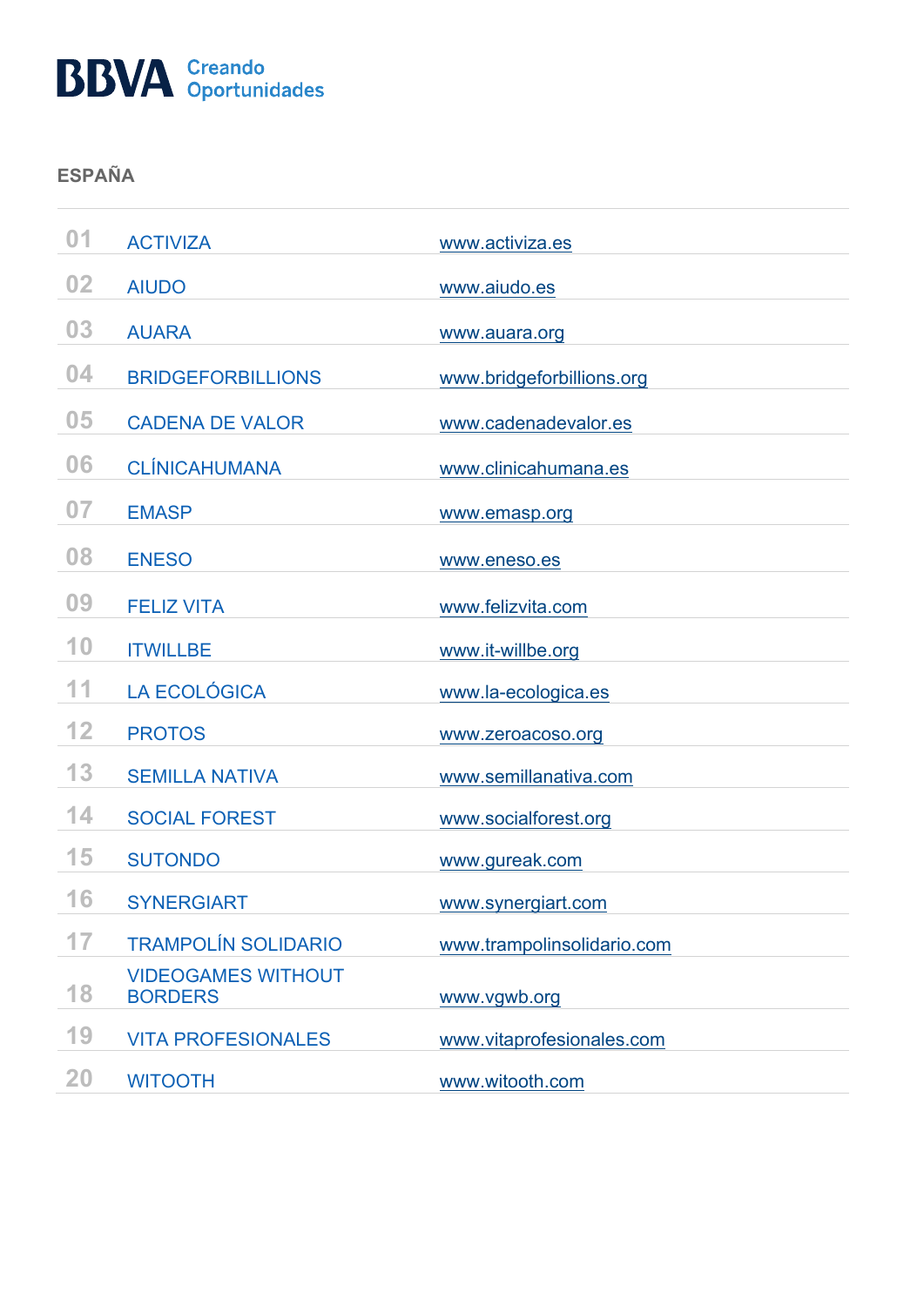BBVA Creando Oportunidades

## ESPAÑA

| | | |
|---|---|---|
| 01 | ACTIVIZA | www.activiza.es |
| 02 | AIUDO | www.aiudo.es |
| 03 | AUARA | www.auara.org |
| 04 | BRIDGEFORBILLIONS | www.bridgeforbillions.org |
| 05 | CADENA DE VALOR | www.cadenadevalor.es |
| 06 | CLÍNICAHUMANA | www.clinicahumana.es |
| 07 | EMASP | www.emasp.org |
| 08 | ENESO | www.eneso.es |
| 09 | FELIZ VITA | www.felizvita.com |
| 10 | ITWILLBE | www.it-willbe.org |
| 11 | LA ECOLÓGICA | www.la-ecologica.es |
| 12 | PROTOS | www.zeroacoso.org |
| 13 | SEMILLA NATIVA | www.semillanativa.com |
| 14 | SOCIAL FOREST | www.socialforest.org |
| 15 | SUTONDO | www.gureak.com |
| 16 | SYNERGIART | www.synergiart.com |
| 17 | TRAMPOLÍN SOLIDARIO | www.trampolinsolidario.com |
| 18 | VIDEOGAMES WITHOUT BORDERS | www.vgwb.org |
| 19 | VITA PROFESIONALES | www.vitaprofesionales.com |
| 20 | WITOOTH | www.witooth.com |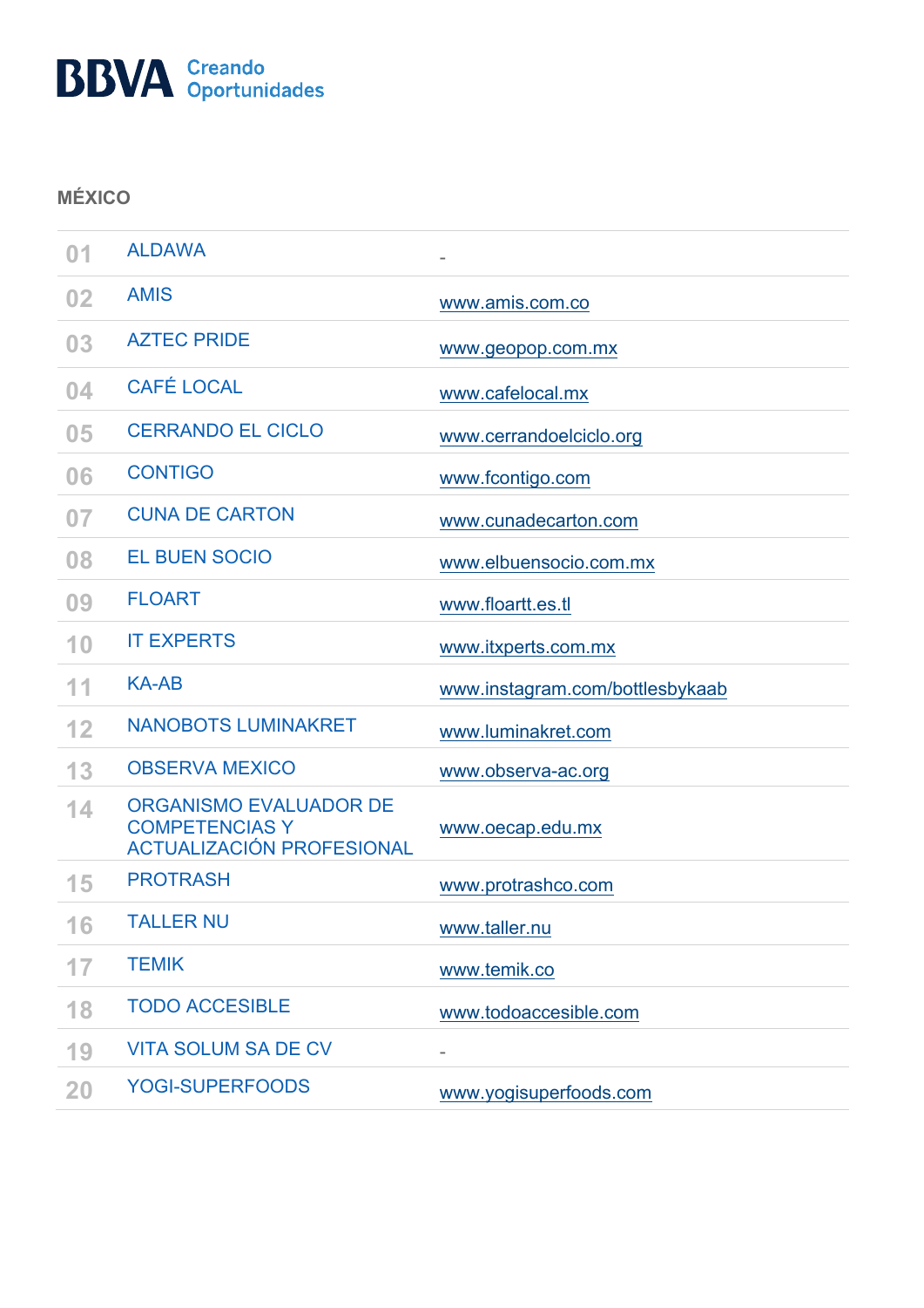## MÉXICO

| | | |
|---|---|---|
| 01 | ALDAWA | - |
| 02 | AMIS | www.amis.com.co |
| 03 | AZTEC PRIDE | www.geopop.com.mx |
| 04 | CAFÉ LOCAL | www.cafelocal.mx |
| 05 | CERRANDO EL CICLO | www.cerrandoelciclo.org |
| 06 | CONTIGO | www.fcontigo.com |
| 07 | CUNA DE CARTON | www.cunadecarton.com |
| 08 | EL BUEN SOCIO | www.elbuensocio.com.mx |
| 09 | FLOART | www.floartt.es.tl |
| 10 | IT EXPERTS | www.itxperts.com.mx |
| 11 | KA-AB | www.instagram.com/bottlesbykaab |
| 12 | NANOBOTS LUMINAKRET | www.luminakret.com |
| 13 | OBSERVA MEXICO | www.observa-ac.org |
| 14 | ORGANISMO EVALUADOR DE COMPETENCIAS Y ACTUALIZACIÓN PROFESIONAL | www.oecap.edu.mx |
| 15 | PROTRASH | www.protrashco.com |
| 16 | TALLER NU | www.taller.nu |
| 17 | TEMIK | www.temik.co |
| 18 | TODO ACCESIBLE | www.todoaccesible.com |
| 19 | VITA SOLUM SA DE CV | - |
| 20 | YOGI-SUPERFOODS | www.yogisuperfoods.com |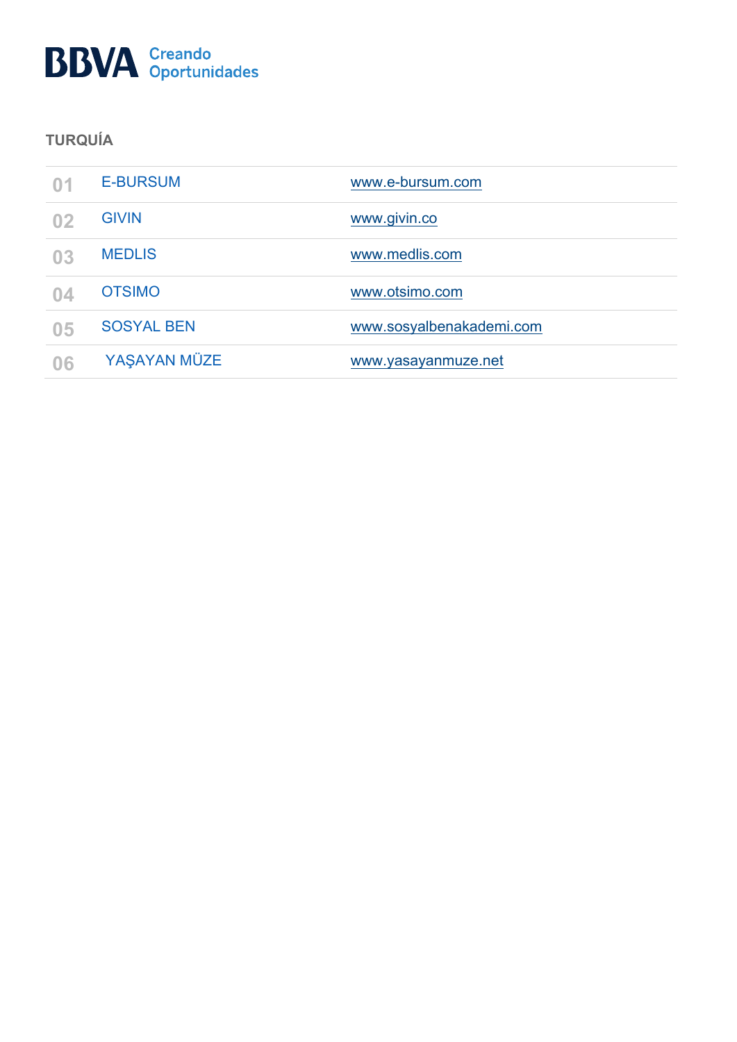## TURQUÍA

| | | |
|---|---|---|
| 01 | E-BURSUM | www.e-bursum.com |
| 02 | GIVIN | www.givin.co |
| 03 | MEDLIS | www.medlis.com |
| 04 | OTSIMO | www.otsimo.com |
| 05 | SOSYAL BEN | www.sosyalbenakademi.com |
| 06 | YAŞAYAN MÜZE | www.yasayanmuze.net |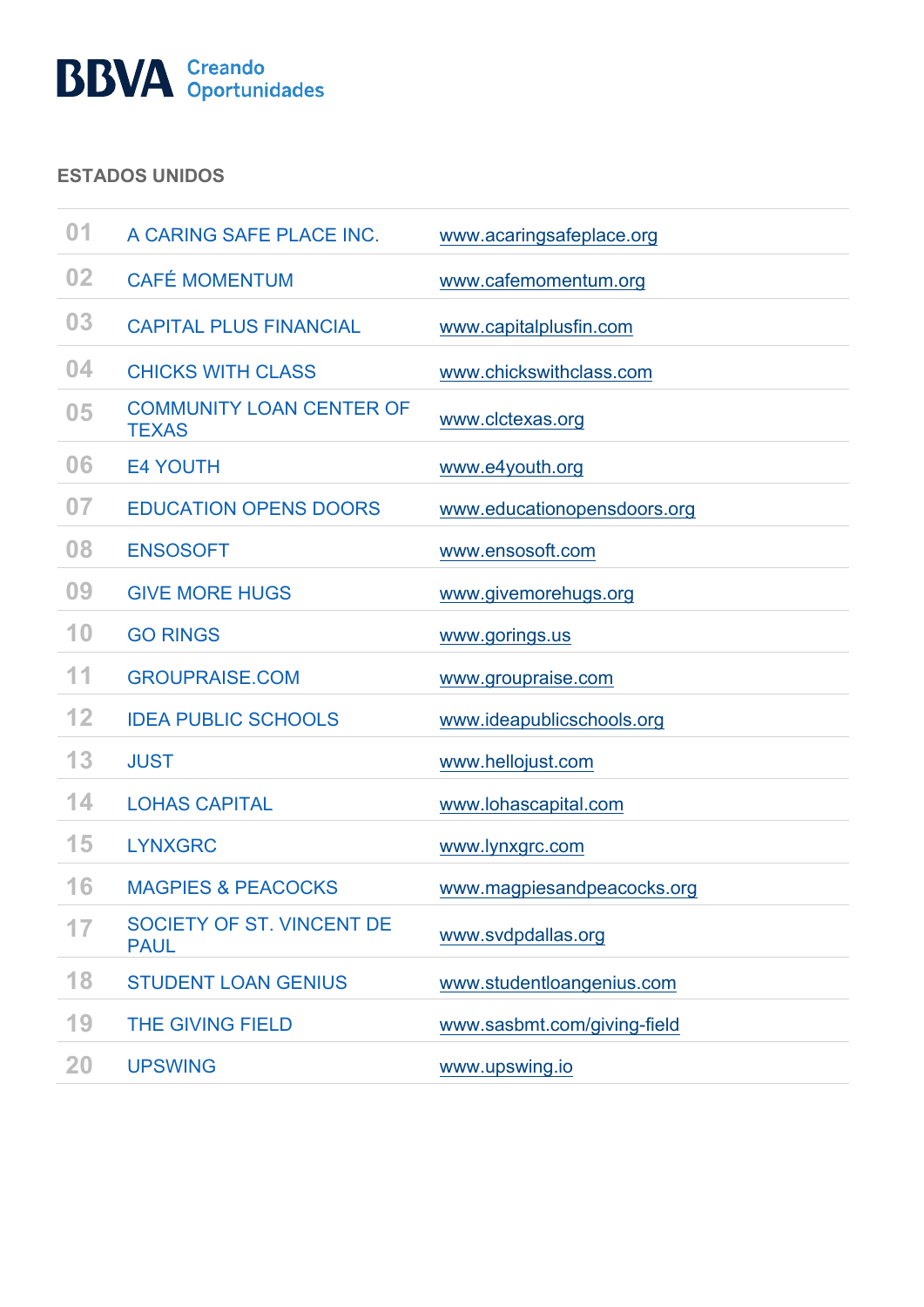BBVA Creando Oportunidades

## ESTADOS UNIDOS

| | | |
|---|---|---|
| 01 | A CARING SAFE PLACE INC. | www.acaringsafeplace.org |
| 02 | CAFÉ MOMENTUM | www.cafemomentum.org |
| 03 | CAPITAL PLUS FINANCIAL | www.capitalplusfin.com |
| 04 | CHICKS WITH CLASS | www.chickswithclass.com |
| 05 | COMMUNITY LOAN CENTER OF TEXAS | www.clctexas.org |
| 06 | E4 YOUTH | www.e4youth.org |
| 07 | EDUCATION OPENS DOORS | www.educationopensdoors.org |
| 08 | ENSOSOFT | www.ensosoft.com |
| 09 | GIVE MORE HUGS | www.givemorehugs.org |
| 10 | GO RINGS | www.gorings.us |
| 11 | GROUPRAISE.COM | www.groupraise.com |
| 12 | IDEA PUBLIC SCHOOLS | www.ideapublicschools.org |
| 13 | JUST | www.hellojust.com |
| 14 | LOHAS CAPITAL | www.lohascapital.com |
| 15 | LYNXGRC | www.lynxgrc.com |
| 16 | MAGPIES & PEACOCKS | www.magpiesandpeacocks.org |
| 17 | SOCIETY OF ST. VINCENT DE PAUL | www.svdpdallas.org |
| 18 | STUDENT LOAN GENIUS | www.studentloangenius.com |
| 19 | THE GIVING FIELD | www.sasbmt.com/giving-field |
| 20 | UPSWING | www.upswing.io |